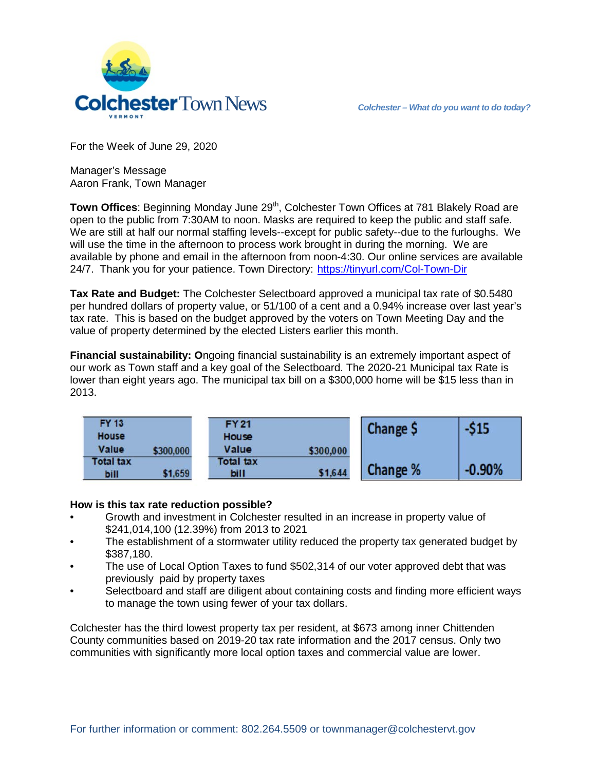# Colchester Town News

*Colchester – What do you want to do today?*

For the Week of June 29, 2020

Manager's Message
Aaron Frank, Town Manager

**Town Offices**: Beginning Monday June 29th, Colchester Town Offices at 781 Blakely Road are open to the public from 7:30AM to noon. Masks are required to keep the public and staff safe. We are still at half our normal staffing levels--except for public safety--due to the furloughs. We will use the time in the afternoon to process work brought in during the morning. We are available by phone and email in the afternoon from noon-4:30. Our online services are available 24/7. Thank you for your patience. Town Directory: https://tinyurl.com/Col-Town-Dir

**Tax Rate and Budget:** The Colchester Selectboard approved a municipal tax rate of $0.5480 per hundred dollars of property value, or 51/100 of a cent and a 0.94% increase over last year's tax rate. This is based on the budget approved by the voters on Town Meeting Day and the value of property determined by the elected Listers earlier this month.

**Financial sustainability: O**ngoing financial sustainability is an extremely important aspect of our work as Town staff and a key goal of the Selectboard. The 2020-21 Municipal tax Rate is lower than eight years ago. The municipal tax bill on a $300,000 home will be $15 less than in 2013.

| FY 13 | | FY 21 | | | |
|---|---|---|---|---|---|
| House Value | $300,000 | House Value | $300,000 | Change $ | -$15 |
| Total tax bill | $1,659 | Total tax bill | $1,644 | Change % | -0.90% |

**How is this tax rate reduction possible?**

- Growth and investment in Colchester resulted in an increase in property value of $241,014,100 (12.39%) from 2013 to 2021
- The establishment of a stormwater utility reduced the property tax generated budget by $387,180.
- The use of Local Option Taxes to fund $502,314 of our voter approved debt that was previously paid by property taxes
- Selectboard and staff are diligent about containing costs and finding more efficient ways to manage the town using fewer of your tax dollars.

Colchester has the third lowest property tax per resident, at $673 among inner Chittenden County communities based on 2019-20 tax rate information and the 2017 census. Only two communities with significantly more local option taxes and commercial value are lower.

For further information or comment: 802.264.5509 or townmanager@colchestervt.gov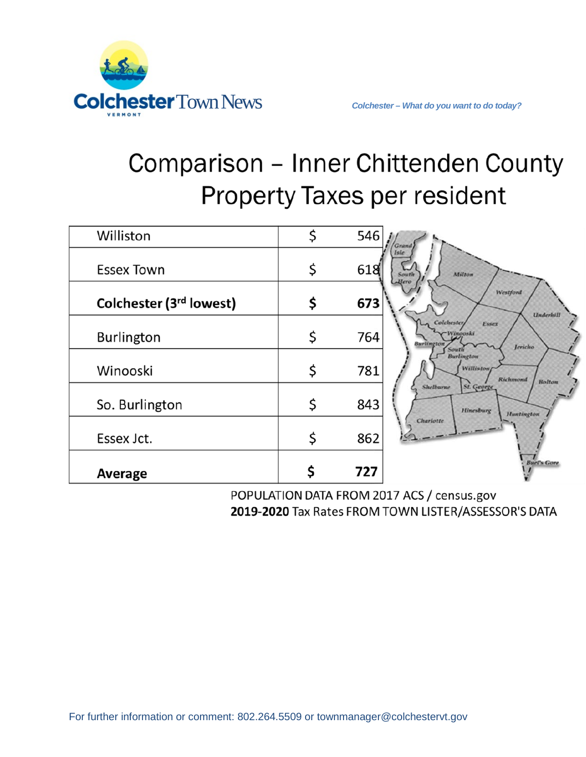# Comparison – Inner Chittenden County Property Taxes per resident

| | | |
|---|---|---|
| Williston | $ | 546 |
| Essex Town | $ | 618 |
| **Colchester (3rd lowest)** | **$** | **673** |
| Burlington | $ | 764 |
| Winooski | $ | 781 |
| So. Burlington | $ | 843 |
| Essex Jct. | $ | 862 |
| **Average** | **$** | **727** |

POPULATION DATA FROM 2017 ACS / census.gov

**2019-2020** Tax Rates FROM TOWN LISTER/ASSESSOR'S DATA

For further information or comment: 802.264.5509 or townmanager@colchestervt.gov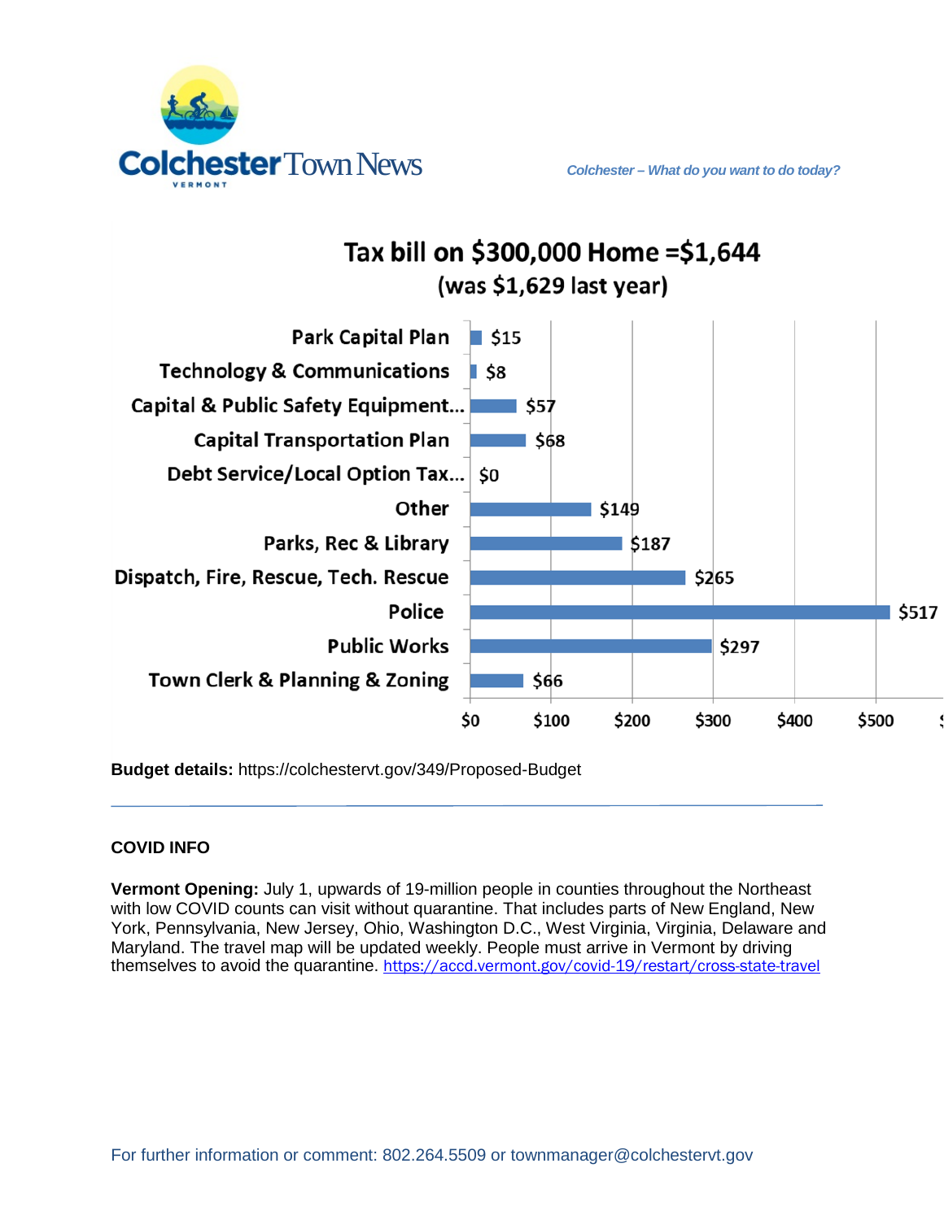## Tax bill on $300,000 Home =$1,644
(was $1,629 last year)

| Category | Amount |
|---|---|
| Park Capital Plan | $15 |
| Technology & Communications | $8 |
| Capital & Public Safety Equipment... | $57 |
| Capital Transportation Plan | $68 |
| Debt Service/Local Option Tax... | $0 |
| Other | $149 |
| Parks, Rec & Library | $187 |
| Dispatch, Fire, Rescue, Tech. Rescue | $265 |
| Police | $517 |
| Public Works | $297 |
| Town Clerk & Planning & Zoning | $66 |

**Budget details:** https://colchestervt.gov/349/Proposed-Budget

---

**COVID INFO**

**Vermont Opening:** July 1, upwards of 19-million people in counties throughout the Northeast with low COVID counts can visit without quarantine. That includes parts of New England, New York, Pennsylvania, New Jersey, Ohio, Washington D.C., West Virginia, Virginia, Delaware and Maryland. The travel map will be updated weekly. People must arrive in Vermont by driving themselves to avoid the quarantine. https://accd.vermont.gov/covid-19/restart/cross-state-travel

For further information or comment: 802.264.5509 or townmanager@colchestervt.gov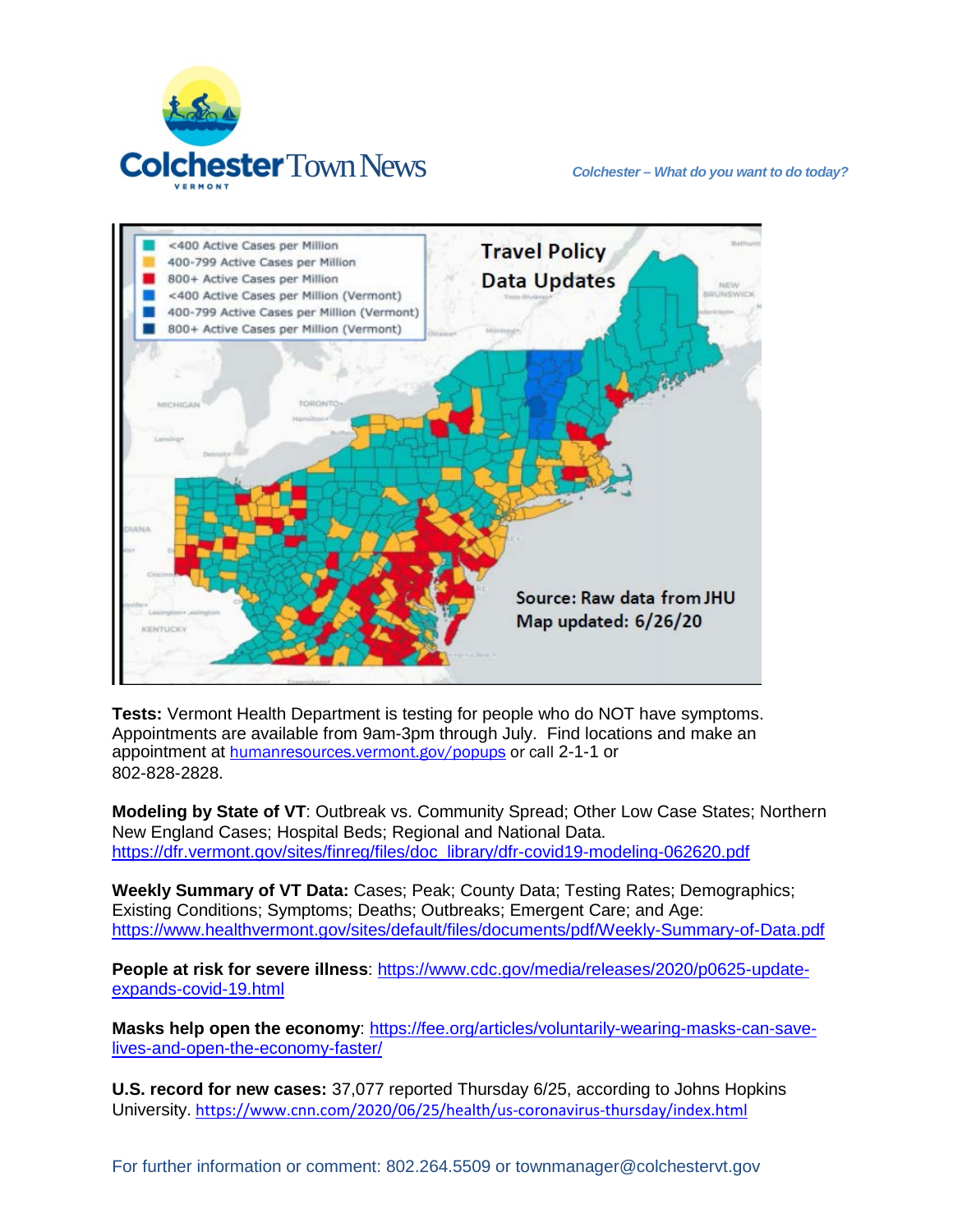Colchester Town News

VERMONT

*Colchester – What do you want to do today?*

**Tests:** Vermont Health Department is testing for people who do NOT have symptoms. Appointments are available from 9am-3pm through July. Find locations and make an appointment at humanresources.vermont.gov/popups or call 2-1-1 or 802-828-2828.

**Modeling by State of VT**: Outbreak vs. Community Spread; Other Low Case States; Northern New England Cases; Hospital Beds; Regional and National Data. https://dfr.vermont.gov/sites/finreg/files/doc_library/dfr-covid19-modeling-062620.pdf

**Weekly Summary of VT Data:** Cases; Peak; County Data; Testing Rates; Demographics; Existing Conditions; Symptoms; Deaths; Outbreaks; Emergent Care; and Age: https://www.healthvermont.gov/sites/default/files/documents/pdf/Weekly-Summary-of-Data.pdf

**People at risk for severe illness**: https://www.cdc.gov/media/releases/2020/p0625-update-expands-covid-19.html

**Masks help open the economy**: https://fee.org/articles/voluntarily-wearing-masks-can-save-lives-and-open-the-economy-faster/

**U.S. record for new cases:** 37,077 reported Thursday 6/25, according to Johns Hopkins University. https://www.cnn.com/2020/06/25/health/us-coronavirus-thursday/index.html

For further information or comment: 802.264.5509 or townmanager@colchestervt.gov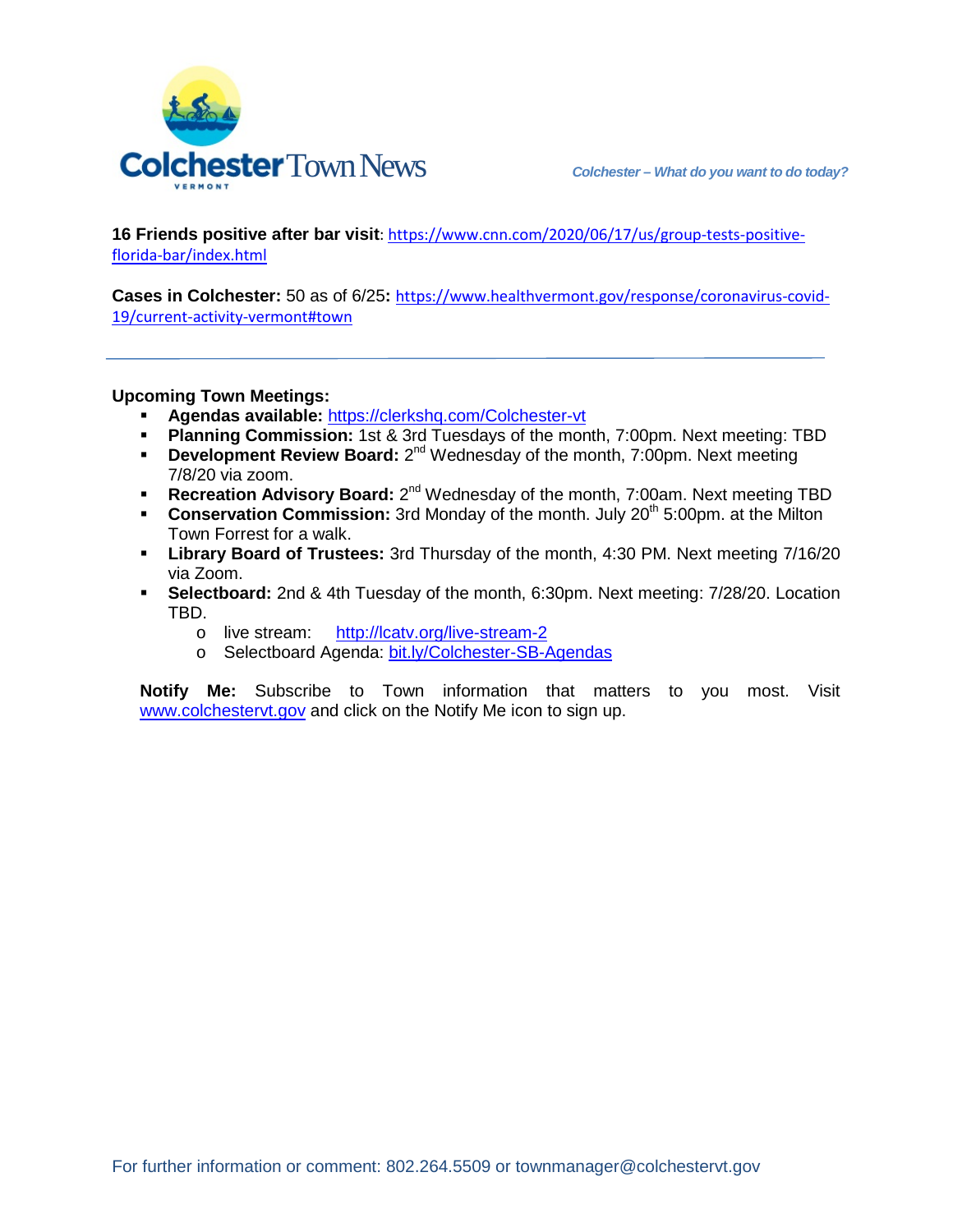**16 Friends positive after bar visit**: https://www.cnn.com/2020/06/17/us/group-tests-positive-florida-bar/index.html

**Cases in Colchester:** 50 as of 6/25**:** https://www.healthvermont.gov/response/coronavirus-covid-19/current-activity-vermont#town

---

**Upcoming Town Meetings:**

- **Agendas available:** https://clerkshq.com/Colchester-vt
- **Planning Commission:** 1st & 3rd Tuesdays of the month, 7:00pm. Next meeting: TBD
- **Development Review Board:** 2nd Wednesday of the month, 7:00pm. Next meeting 7/8/20 via zoom.
- **Recreation Advisory Board:** 2nd Wednesday of the month, 7:00am. Next meeting TBD
- **Conservation Commission:** 3rd Monday of the month. July 20th 5:00pm. at the Milton Town Forrest for a walk.
- **Library Board of Trustees:** 3rd Thursday of the month, 4:30 PM. Next meeting 7/16/20 via Zoom.
- **Selectboard:** 2nd & 4th Tuesday of the month, 6:30pm. Next meeting: 7/28/20. Location TBD.
  - live stream: http://lcatv.org/live-stream-2
  - Selectboard Agenda: bit.ly/Colchester-SB-Agendas

**Notify Me:** Subscribe to Town information that matters to you most. Visit www.colchestervt.gov and click on the Notify Me icon to sign up.